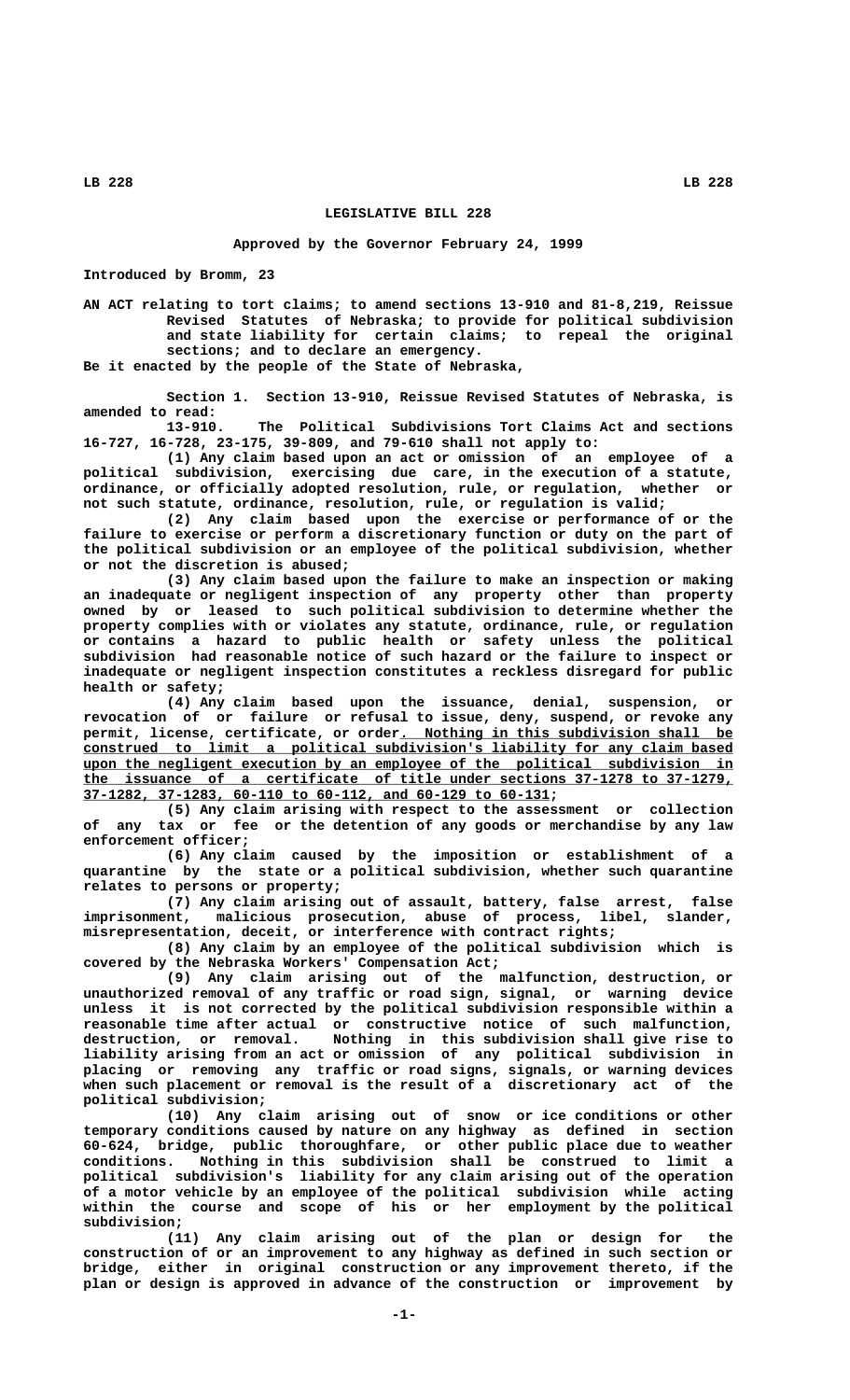# LEGISLATIVE BILL 228

### Approved by the Governor February 24, 1999

Introduced by Bromm, 23

AN ACT relating to tort claims; to amend sections 13-910 and 81-8,219, Reissue Revised Statutes of Nebraska; to provide for political subdivision and state liability for certain claims; to repeal the original sections; and to declare an emergency.

Be it enacted by the people of the State of Nebraska,

Section 1. Section 13-910, Reissue Revised Statutes of Nebraska, is amended to read:

13-910. The Political Subdivisions Tort Claims Act and sections 16-727, 16-728, 23-175, 39-809, and 79-610 shall not apply to:

(1) Any claim based upon an act or omission of an employee of a political subdivision, exercising due care, in the execution of a statute, ordinance, or officially adopted resolution, rule, or regulation, whether or not such statute, ordinance, resolution, rule, or regulation is valid;

(2) Any claim based upon the exercise or performance of or the failure to exercise or perform a discretionary function or duty on the part of the political subdivision or an employee of the political subdivision, whether or not the discretion is abused;

(3) Any claim based upon the failure to make an inspection or making an inadequate or negligent inspection of any property other than property owned by or leased to such political subdivision to determine whether the property complies with or violates any statute, ordinance, rule, or regulation or contains a hazard to public health or safety unless the political subdivision had reasonable notice of such hazard or the failure to inspect or inadequate or negligent inspection constitutes a reckless disregard for public health or safety;

(4) Any claim based upon the issuance, denial, suspension, or revocation of or failure or refusal to issue, deny, suspend, or revoke any permit, license, certificate, or order. Nothing in this subdivision shall be construed to limit a political subdivision's liability for any claim based upon the negligent execution by an employee of the political subdivision in the issuance of a certificate of title under sections 37-1278 to 37-1279, 37-1282, 37-1283, 60-110 to 60-112, and 60-129 to 60-131;

(5) Any claim arising with respect to the assessment or collection of any tax or fee or the detention of any goods or merchandise by any law enforcement officer;

(6) Any claim caused by the imposition or establishment of a quarantine by the state or a political subdivision, whether such quarantine relates to persons or property;

(7) Any claim arising out of assault, battery, false arrest, false imprisonment, malicious prosecution, abuse of process, libel, slander, misrepresentation, deceit, or interference with contract rights;

(8) Any claim by an employee of the political subdivision which is covered by the Nebraska Workers' Compensation Act;

(9) Any claim arising out of the malfunction, destruction, or unauthorized removal of any traffic or road sign, signal, or warning device unless it is not corrected by the political subdivision responsible within a reasonable time after actual or constructive notice of such malfunction, destruction, or removal. Nothing in this subdivision shall give rise to liability arising from an act or omission of any political subdivision in placing or removing any traffic or road signs, signals, or warning devices when such placement or removal is the result of a discretionary act of the political subdivision;

(10) Any claim arising out of snow or ice conditions or other temporary conditions caused by nature on any highway as defined in section 60-624, bridge, public thoroughfare, or other public place due to weather conditions. Nothing in this subdivision shall be construed to limit a political subdivision's liability for any claim arising out of the operation of a motor vehicle by an employee of the political subdivision while acting within the course and scope of his or her employment by the political subdivision;

(11) Any claim arising out of the plan or design for the construction of or an improvement to any highway as defined in such section or bridge, either in original construction or any improvement thereto, if the plan or design is approved in advance of the construction or improvement by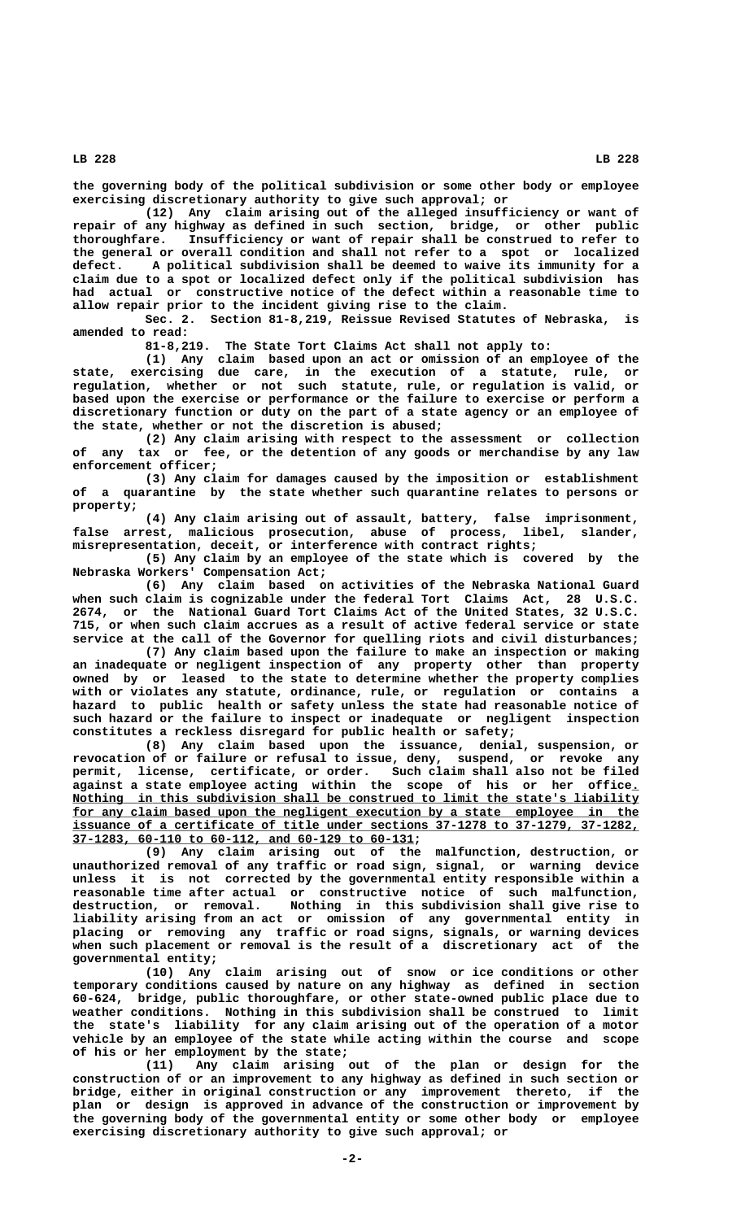the governing body of the political subdivision or some other body or employee exercising discretionary authority to give such approval; or

(12) Any claim arising out of the alleged insufficiency or want of repair of any highway as defined in such section, bridge, or other public thoroughfare. Insufficiency or want of repair shall be construed to refer to the general or overall condition and shall not refer to a spot or localized defect. A political subdivision shall be deemed to waive its immunity for a claim due to a spot or localized defect only if the political subdivision has had actual or constructive notice of the defect within a reasonable time to allow repair prior to the incident giving rise to the claim.

Sec. 2. Section 81-8,219, Reissue Revised Statutes of Nebraska, is amended to read:

81-8,219. The State Tort Claims Act shall not apply to:

(1) Any claim based upon an act or omission of an employee of the state, exercising due care, in the execution of a statute, rule, or regulation, whether or not such statute, rule, or regulation is valid, or based upon the exercise or performance or the failure to exercise or perform a discretionary function or duty on the part of a state agency or an employee of the state, whether or not the discretion is abused;

(2) Any claim arising with respect to the assessment or collection of any tax or fee, or the detention of any goods or merchandise by any law enforcement officer;

(3) Any claim for damages caused by the imposition or establishment of a quarantine by the state whether such quarantine relates to persons or property;

(4) Any claim arising out of assault, battery, false imprisonment, false arrest, malicious prosecution, abuse of process, libel, slander, misrepresentation, deceit, or interference with contract rights;

(5) Any claim by an employee of the state which is covered by the Nebraska Workers' Compensation Act;

(6) Any claim based on activities of the Nebraska National Guard when such claim is cognizable under the federal Tort Claims Act, 28 U.S.C. 2674, or the National Guard Tort Claims Act of the United States, 32 U.S.C. 715, or when such claim accrues as a result of active federal service or state service at the call of the Governor for quelling riots and civil disturbances;

(7) Any claim based upon the failure to make an inspection or making an inadequate or negligent inspection of any property other than property owned by or leased to the state to determine whether the property complies with or violates any statute, ordinance, rule, or regulation or contains a hazard to public health or safety unless the state had reasonable notice of such hazard or the failure to inspect or inadequate or negligent inspection constitutes a reckless disregard for public health or safety;

(8) Any claim based upon the issuance, denial, suspension, or revocation of or failure or refusal to issue, deny, suspend, or revoke any permit, license, certificate, or order. Such claim shall also not be filed against a state employee acting within the scope of his or her office<u>. Nothing in this subdivision shall be construed to limit the state's liability for any claim based upon the negligent execution by a state employee in the issuance of a certificate of title under sections 37-1278 to 37-1279, 37-1282, 37-1283, 60-110 to 60-112, and 60-129 to 60-131</u>;

(9) Any claim arising out of the malfunction, destruction, or unauthorized removal of any traffic or road sign, signal, or warning device unless it is not corrected by the governmental entity responsible within a reasonable time after actual or constructive notice of such malfunction, destruction, or removal. Nothing in this subdivision shall give rise to liability arising from an act or omission of any governmental entity in placing or removing any traffic or road signs, signals, or warning devices when such placement or removal is the result of a discretionary act of the governmental entity;

(10) Any claim arising out of snow or ice conditions or other temporary conditions caused by nature on any highway as defined in section 60-624, bridge, public thoroughfare, or other state-owned public place due to weather conditions. Nothing in this subdivision shall be construed to limit the state's liability for any claim arising out of the operation of a motor vehicle by an employee of the state while acting within the course and scope of his or her employment by the state;

(11) Any claim arising out of the plan or design for the construction of or an improvement to any highway as defined in such section or bridge, either in original construction or any improvement thereto, if the plan or design is approved in advance of the construction or improvement by the governing body of the governmental entity or some other body or employee exercising discretionary authority to give such approval; or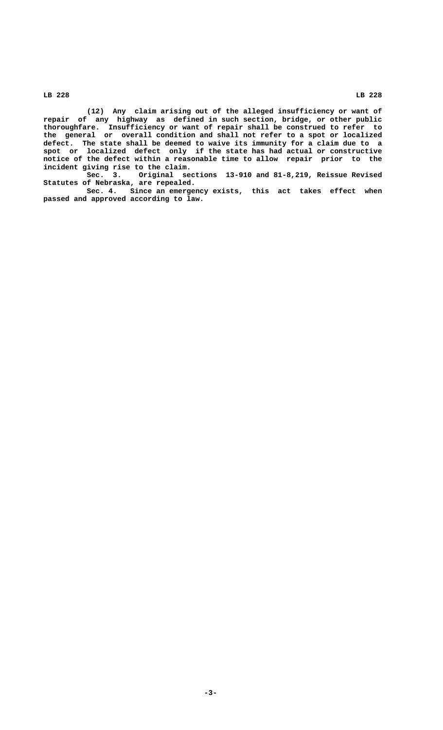(12) Any claim arising out of the alleged insufficiency or want of repair of any highway as defined in such section, bridge, or other public thoroughfare. Insufficiency or want of repair shall be construed to refer to the general or overall condition and shall not refer to a spot or localized defect. The state shall be deemed to waive its immunity for a claim due to a spot or localized defect only if the state has had actual or constructive notice of the defect within a reasonable time to allow repair prior to the incident giving rise to the claim.

Sec. 3. Original sections 13-910 and 81-8,219, Reissue Revised Statutes of Nebraska, are repealed.

Sec. 4. Since an emergency exists, this act takes effect when passed and approved according to law.